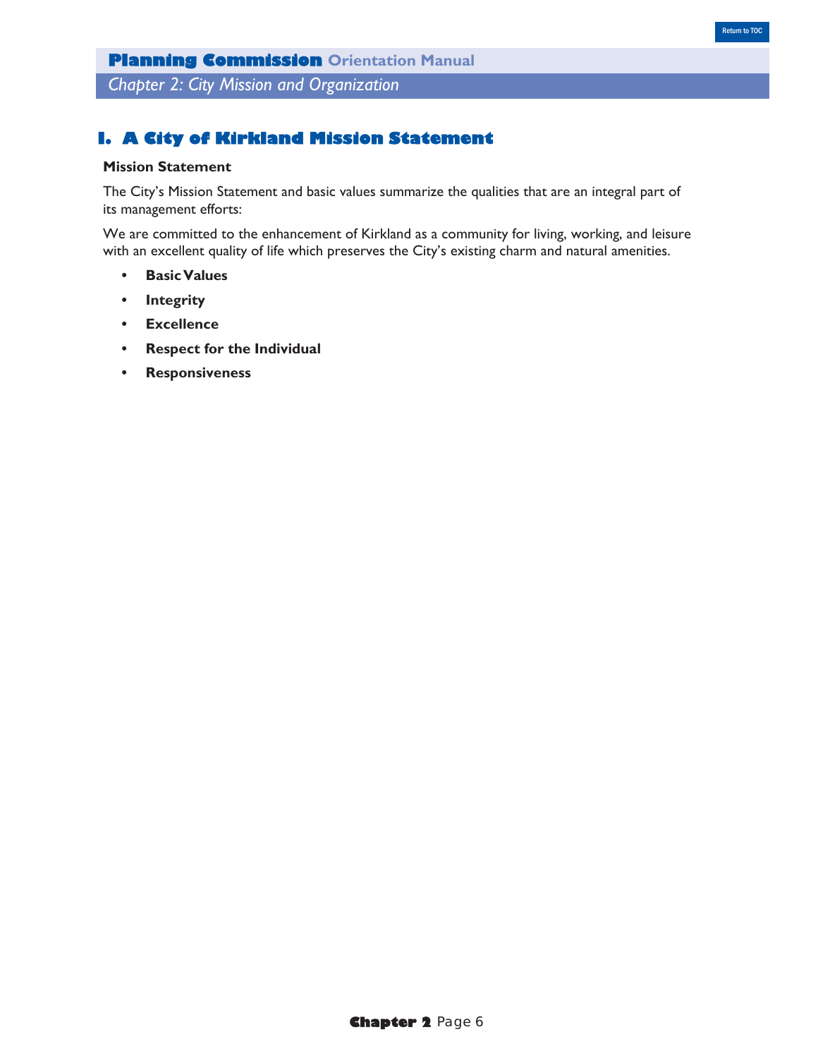# I. A City of Kirkland Mission Statement

**Mission Statement**

The City's Mission Statement and basic values summarize the qualities that are an integral part of its management efforts:

We are committed to the enhancement of Kirkland as a community for living, working, and leisure with an excellent quality of life which preserves the City's existing charm and natural amenities.

- **Basic Values**
- **Integrity**
- **Excellence**
- **Respect for the Individual**
- **Responsiveness**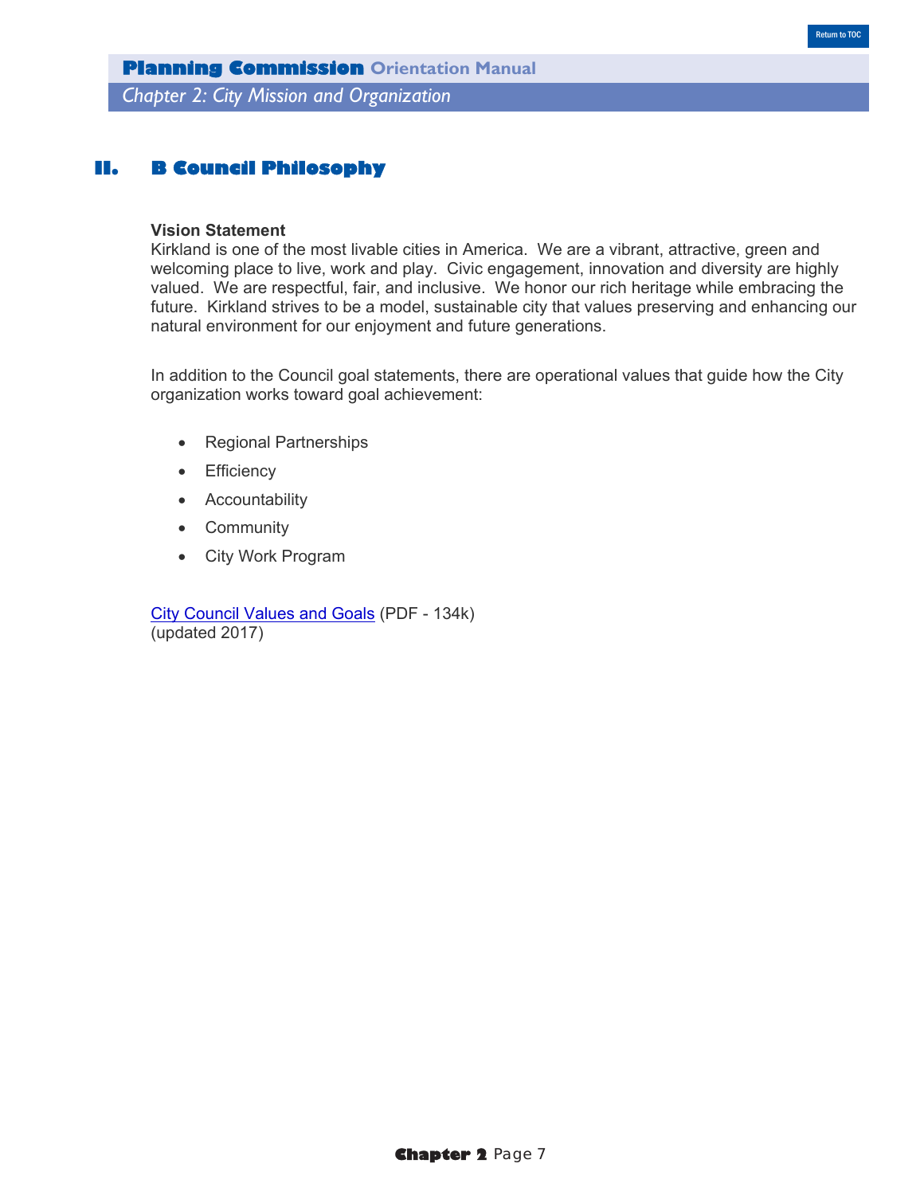## II. B Council Philosophy

**Vision Statement**
Kirkland is one of the most livable cities in America. We are a vibrant, attractive, green and welcoming place to live, work and play. Civic engagement, innovation and diversity are highly valued. We are respectful, fair, and inclusive. We honor our rich heritage while embracing the future. Kirkland strives to be a model, sustainable city that values preserving and enhancing our natural environment for our enjoyment and future generations.

In addition to the Council goal statements, there are operational values that guide how the City organization works toward goal achievement:

- Regional Partnerships
- Efficiency
- Accountability
- Community
- City Work Program

City Council Values and Goals (PDF - 134k)
(updated 2017)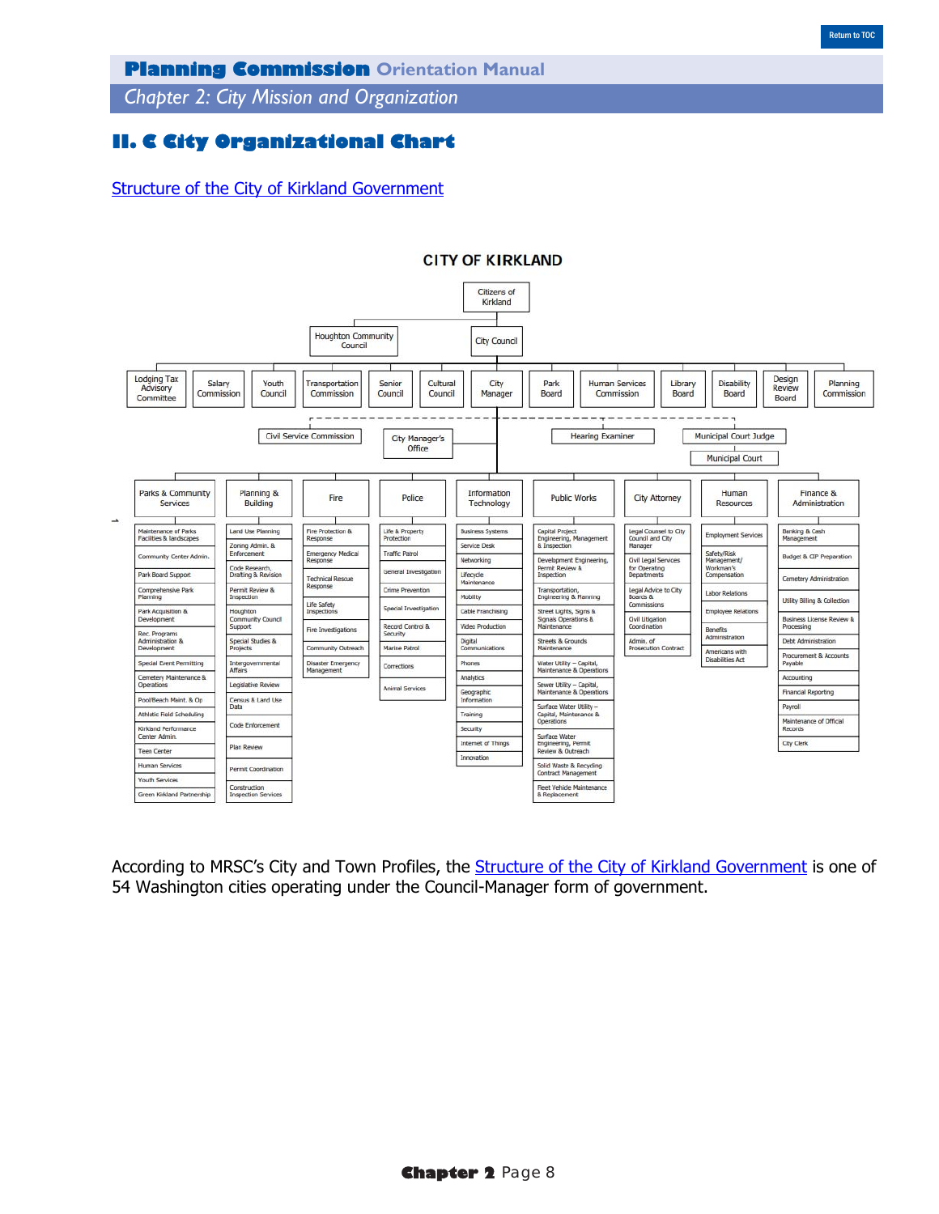## II. C City Organizational Chart

Structure of the City of Kirkland Government

**CITY OF KIRKLAND**

Citizens of Kirkland

Houghton Community Council | City Council

Lodging Tax Advisory Committee | Salary Commission | Youth Council | Transportation Commission | Senior Council | Cultural Council | City Manager | Park Board | Human Services Commission | Library Board | Disability Board | Design Review Board | Planning Commission

Civil Service Commission | City Manager's Office | Hearing Examiner | Municipal Court Judge | Municipal Court

| Parks & Community Services | Planning & Building | Fire | Police | Information Technology | Public Works | City Attorney | Human Resources | Finance & Administration |
|---|---|---|---|---|---|---|---|---|
| Maintenance of Parks Facilities & landscapes | Land Use Planning | Fire Protection & Response | Life & Property Protection | Business Systems | Capital Project Engineering, Management & Inspection | Legal Counsel to City Council and City Manager | Employment Services | Banking & Cash Management |
| Community Center Admin. | Zoning Admin. & Enforcement | Emergency Medical Response | Traffic Patrol | Service Desk | Development Engineering, Permit Review & Inspection | Civil Legal Services for Operating Departments | Safety/Risk Management/ Workman's Compensation | Budget & CIP Preparation |
| Park Board Support | Code Research, Drafting & Revision | Technical Rescue Response | General Investigation | Networking | Transportation, Engineering & Planning | Legal Advice to City Boards & Commissions | Labor Relations | Cemetery Administration |
| Comprehensive Park Planning | Permit Review & Inspection | Life Safety Inspections | Crime Prevention | Lifecycle Maintenance | Street Lights, Signs & Signals Operations & Maintenance | Civil Litigation Coordination | Employee Relations | Utility Billing & Collection |
| Park Acquisition & Development | Houghton Community Council Support | Fire Investigations | Special Investigation | Mobility | Streets & Grounds Maintenance | Admin. of Prosecution Contract | Benefits Administration | Business License Review & Processing |
| Rec. Programs Administration & Development | Special Studies & Projects | Community Outreach | Record Control & Security | Cable Franchising | Water Utility – Capital, Maintenance & Operations | | Americans with Disabilities Act | Debt Administration |
| Special Event Permitting | Intergovernmental Affairs | Disaster Emergency Management | Marine Patrol | Video Production | Sewer Utility – Capital, Maintenance & Operations | | | Procurement & Accounts Payable |
| Cemetery Maintenance & Operations | Legislative Review | | Corrections | Digital Communications | Surface Water Utility – Capital, Maintenance & Operations | | | Accounting |
| Pool/Beach Maint. & Op | Census & Land Use Data | | Animal Services | Phones | Surface Water Engineering, Permit Review & Outreach | | | Financial Reporting |
| Athletic Field Scheduling | Code Enforcement | | | Analytics | Solid Waste & Recycling Contract Management | | | Payroll |
| Kirkland Performance Center Admin. | Plan Review | | | Geographic Information | Fleet Vehicle Maintenance & Replacement | | | Maintenance of Offical Records |
| Teen Center | Permit Coordination | | | Training | | | | City Clerk |
| Human Services | Construction Inspection Services | | | Security | | | | |
| Youth Services | | | | Internet of Things | | | | |
| Green Kirkland Partnership | | | | Innovation | | | | |

According to MRSC's City and Town Profiles, the Structure of the City of Kirkland Government is one of 54 Washington cities operating under the Council-Manager form of government.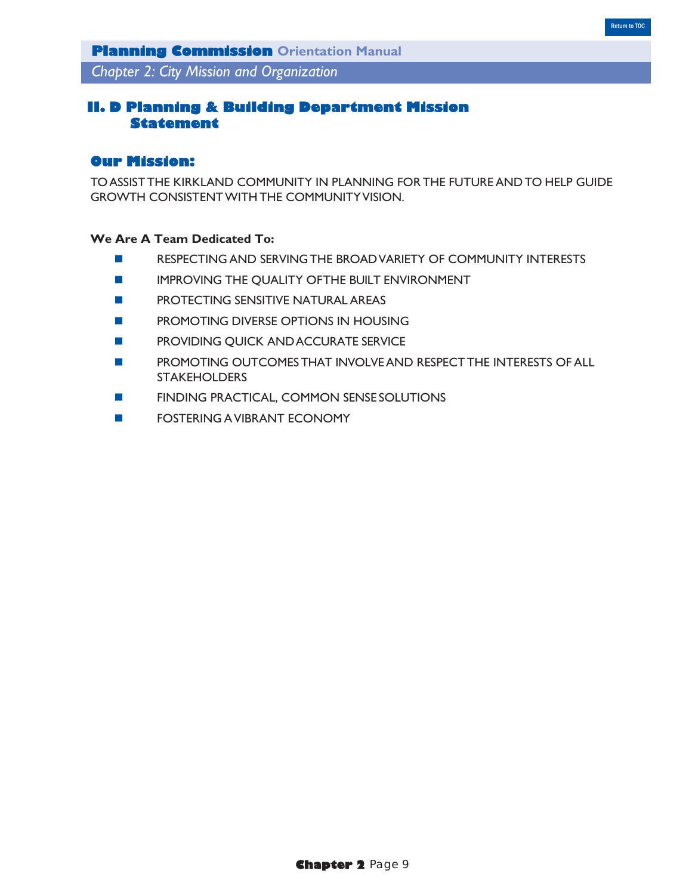## II. D Planning & Building Department Mission Statement

### Our Mission:

TO ASSIST THE KIRKLAND COMMUNITY IN PLANNING FOR THE FUTURE AND TO HELP GUIDE GROWTH CONSISTENT WITH THE COMMUNITY VISION.

**We Are A Team Dedicated To:**

- RESPECTING AND SERVING THE BROAD VARIETY OF COMMUNITY INTERESTS
- IMPROVING THE QUALITY OF THE BUILT ENVIRONMENT
- PROTECTING SENSITIVE NATURAL AREAS
- PROMOTING DIVERSE OPTIONS IN HOUSING
- PROVIDING QUICK AND ACCURATE SERVICE
- PROMOTING OUTCOMES THAT INVOLVE AND RESPECT THE INTERESTS OF ALL STAKEHOLDERS
- FINDING PRACTICAL, COMMON SENSE SOLUTIONS
- FOSTERING A VIBRANT ECONOMY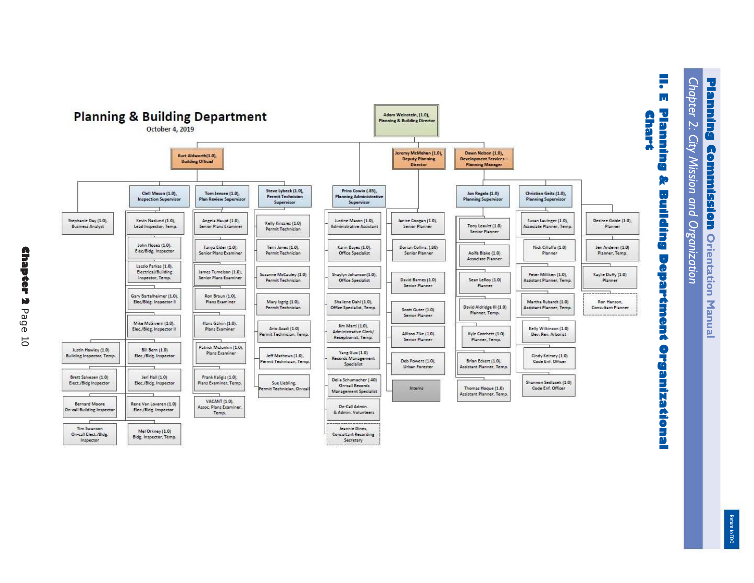# II. E Planning & Building Department Organizational Chart

## Planning & Building Department

October 4, 2019

- **Adam Weinstein, (1.0), Planning & Building Director**
  - **Kurt Aldworth (1.0), Building Official**
    - Stephanie Day (1.0), Business Analyst
    - Justin Hawley (1.0), Building Inspector, Temp.
    - Brett Salvesen (1.0), Elect./Bldg Inspector
    - Bernard Moore, On-call Building Inspector
    - Tim Swanson, On-call Elect./Bldg. Inspector
    - **Clell Mason (1.0), Inspection Supervisor**
      - Kevin Naslund (1.0), Lead Inspector, Temp.
      - John Hosea (1.0), Elec./Bldg. Inspector
      - Laszlo Farkas (1.0), Electrical/Building Inspector, Temp.
      - Gary Bartelheimer (1.0), Elec/Bldg. Inspector II
      - Mike McGivern (1.0), Elec./Bldg. Inspector II
      - Bill Bern (1.0), Elec./Bldg. Inspector
      - Jeri Hall (1.0), Elec./Bldg. Inspector
      - Rene Van Loveren (1.0), Elec./Bldg. Inspector
      - Mel Orkney (1.0), Bldg. Inspector, Temp.
    - **Tom Jensen (1.0), Plan Review Supervisor**
      - Angela Haupt (1.0), Senior Plans Examiner
      - Tanya Elder (1.0), Senior Plans Examiner
      - James Tumelson (1.0), Senior Plans Examiner
      - Ron Braun (1.0), Plans Examiner
      - Hans Galvin (1.0), Plans Examiner
      - Patrick McJunkin (1.0), Plans Examiner
      - Frank Kaligis (1.0), Plans Examiner, Temp.
      - VACANT (1.0), Assoc. Plans Examiner, Temp.
    - **Steve Lybeck (1.0), Permit Technician Supervisor**
      - Kelly Kinssies (1.0), Permit Technician
      - Terri Jones (1.0), Permit Technician
      - Suzanne McCauley (1.0), Permit Technician
      - Mary Isgrig (1.0), Permit Technician
      - Ario Azadi (1.0), Permit Technician, Temp.
      - Jeff Mathews (1.0), Permit Technician, Temp.
      - Sue Liebling, Permit Technician, On-call
  - **Prins Cowin (.85), Planning Administrative Supervisor**
    - Justine Mason (1.0), Administrative Assistant
    - Karin Bayes (1.0), Office Specialist
    - Shaylyn Johanson (1.0), Office Specialist
    - Shailene Dahl (1.0), Office Specialist, Temp.
    - Jim Marti (1.0), Administrative Clerk/ Receptionist, Temp.
    - Yang Guo (1.0), Records Management Specialist
    - Delia Schumacher (.40), On-call Records Management Specialist
    - On-Call Admin. & Admin. Volunteers
    - Jeannie Dines, Consultant Recording Secretary
  - **Jeremy McMahan (1.0), Deputy Planning Director**
    - Janice Coogan (1.0), Senior Planner
    - Dorian Collins, (.80) Senior Planner
    - David Barnes (1.0), Senior Planner
    - Scott Guter (1.0), Senior Planner
    - Allison Zike (1.0), Senior Planner
    - Deb Powers (1.0), Urban Forester
    - Interns
  - **Dawn Nelson (1.0), Development Services – Planning Manager**
    - **Jon Regala (1.0), Planning Supervisor**
      - Tony Leavitt (1.0), Senior Planner
      - Aoife Blake (1.0), Associate Planner
      - Sean LeRoy (1.0), Planner
      - David Aldridge III (1.0), Planner, Temp.
      - Kyle Cotchett (1.0), Planner, Temp.
      - Brian Eckert (1.0), Assistant Planner, Temp.
      - Thomas Hoque (1.0), Assistant Planner, Temp.
    - **Christian Geitz (1.0), Planning Supervisor**
      - Susan Lauinger (1.0), Associate Planner, Temp.
      - Nick Cilluffo (1.0), Planner
      - Peter Milliken (1.0), Assistant Planner, Temp.
      - Martha Rubardt (1.0), Assistant Planner, Temp.
      - Kelly Wilkinson (1.0), Dev. Rev. Arborist
      - Cindy Keirsey (1.0), Code Enf. Officer
      - Shannon Sedlacek (1.0), Code Enf. Officer
    - Desiree Goble (1.0), Planner
    - Jen Anderer (1.0), Planner, Temp.
    - Kaylie Duffy (1.0), Planner
    - Ron Hanson, Consultant Planner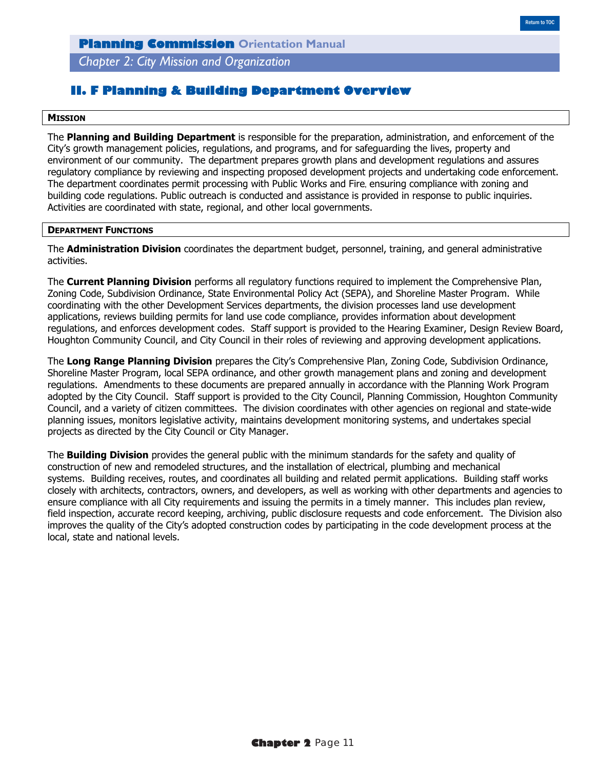## II. F Planning & Building Department Overview

**MISSION**

The **Planning and Building Department** is responsible for the preparation, administration, and enforcement of the City's growth management policies, regulations, and programs, and for safeguarding the lives, property and environment of our community. The department prepares growth plans and development regulations and assures regulatory compliance by reviewing and inspecting proposed development projects and undertaking code enforcement. The department coordinates permit processing with Public Works and Fire, ensuring compliance with zoning and building code regulations. Public outreach is conducted and assistance is provided in response to public inquiries. Activities are coordinated with state, regional, and other local governments.

**DEPARTMENT FUNCTIONS**

The **Administration Division** coordinates the department budget, personnel, training, and general administrative activities.

The **Current Planning Division** performs all regulatory functions required to implement the Comprehensive Plan, Zoning Code, Subdivision Ordinance, State Environmental Policy Act (SEPA), and Shoreline Master Program. While coordinating with the other Development Services departments, the division processes land use development applications, reviews building permits for land use code compliance, provides information about development regulations, and enforces development codes. Staff support is provided to the Hearing Examiner, Design Review Board, Houghton Community Council, and City Council in their roles of reviewing and approving development applications.

The **Long Range Planning Division** prepares the City's Comprehensive Plan, Zoning Code, Subdivision Ordinance, Shoreline Master Program, local SEPA ordinance, and other growth management plans and zoning and development regulations. Amendments to these documents are prepared annually in accordance with the Planning Work Program adopted by the City Council. Staff support is provided to the City Council, Planning Commission, Houghton Community Council, and a variety of citizen committees. The division coordinates with other agencies on regional and state-wide planning issues, monitors legislative activity, maintains development monitoring systems, and undertakes special projects as directed by the City Council or City Manager.

The **Building Division** provides the general public with the minimum standards for the safety and quality of construction of new and remodeled structures, and the installation of electrical, plumbing and mechanical systems. Building receives, routes, and coordinates all building and related permit applications. Building staff works closely with architects, contractors, owners, and developers, as well as working with other departments and agencies to ensure compliance with all City requirements and issuing the permits in a timely manner. This includes plan review, field inspection, accurate record keeping, archiving, public disclosure requests and code enforcement. The Division also improves the quality of the City's adopted construction codes by participating in the code development process at the local, state and national levels.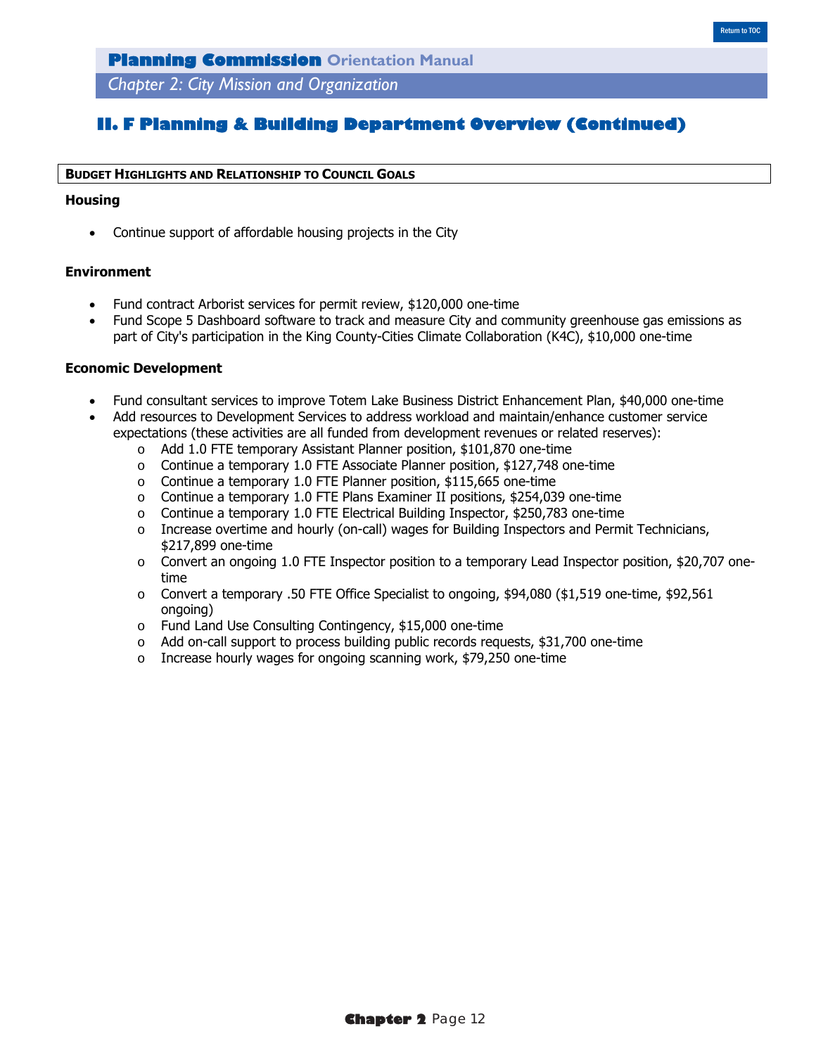## II. F Planning & Building Department Overview (Continued)

**BUDGET HIGHLIGHTS AND RELATIONSHIP TO COUNCIL GOALS**

### Housing

- Continue support of affordable housing projects in the City

### Environment

- Fund contract Arborist services for permit review, $120,000 one-time
- Fund Scope 5 Dashboard software to track and measure City and community greenhouse gas emissions as part of City's participation in the King County-Cities Climate Collaboration (K4C), $10,000 one-time

### Economic Development

- Fund consultant services to improve Totem Lake Business District Enhancement Plan, $40,000 one-time
- Add resources to Development Services to address workload and maintain/enhance customer service expectations (these activities are all funded from development revenues or related reserves):
  - Add 1.0 FTE temporary Assistant Planner position, $101,870 one-time
  - Continue a temporary 1.0 FTE Associate Planner position, $127,748 one-time
  - Continue a temporary 1.0 FTE Planner position, $115,665 one-time
  - Continue a temporary 1.0 FTE Plans Examiner II positions, $254,039 one-time
  - Continue a temporary 1.0 FTE Electrical Building Inspector, $250,783 one-time
  - Increase overtime and hourly (on-call) wages for Building Inspectors and Permit Technicians, $217,899 one-time
  - Convert an ongoing 1.0 FTE Inspector position to a temporary Lead Inspector position, $20,707 one-time
  - Convert a temporary .50 FTE Office Specialist to ongoing, $94,080 ($1,519 one-time, $92,561 ongoing)
  - Fund Land Use Consulting Contingency, $15,000 one-time
  - Add on-call support to process building public records requests, $31,700 one-time
  - Increase hourly wages for ongoing scanning work, $79,250 one-time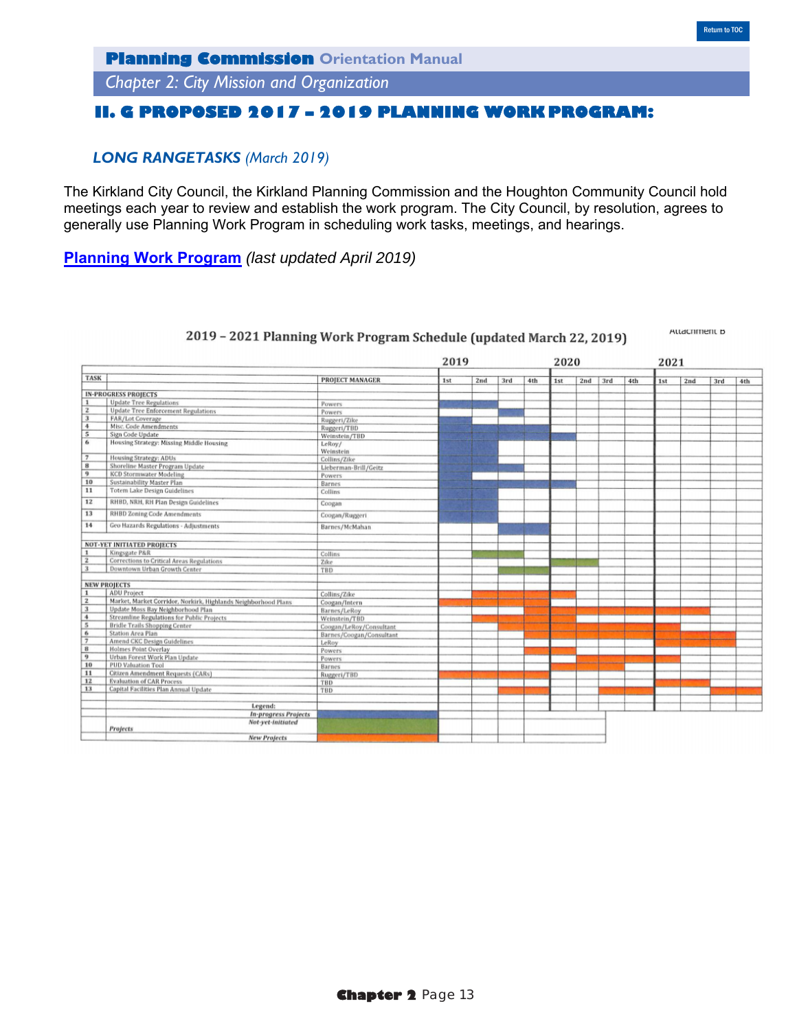## II. G PROPOSED 2017 – 2019 PLANNING WORK PROGRAM:

### *LONG RANGETASKS (March 2019)*

The Kirkland City Council, the Kirkland Planning Commission and the Houghton Community Council hold meetings each year to review and establish the work program. The City Council, by resolution, agrees to generally use Planning Work Program in scheduling work tasks, meetings, and hearings.

**Planning Work Program** *(last updated April 2019)*

Attachment B

**2019 – 2021 Planning Work Program Schedule (updated March 22, 2019)**

2019 | 2020 | 2021

1st 2nd 3rd 4th | 1st 2nd 3rd 4th | 1st 2nd 3rd 4th

| TASK | | PROJECT MANAGER |
|---|---|---|
| **IN-PROGRESS PROJECTS** | | |
| 1 | Update Tree Regulations | Powers |
| 2 | Update Tree Enforcement Regulations | Powers |
| 3 | FAR/Lot Coverage | Ruggeri/Zike |
| 4 | Misc. Code Amendments | Ruggeri/TBD |
| 5 | Sign Code Update | Weinstein/TBD |
| 6 | Housing Strategy: Missing Middle Housing | LeRoy/ Weinstein |
| 7 | Housing Strategy: ADUs | Collins/Zike |
| 8 | Shoreline Master Program Update | Lieberman-Brill/Geitz |
| 9 | KCD Stormwater Modeling | Powers |
| 10 | Sustainability Master Plan | Barnes |
| 11 | Totem Lake Design Guidelines | Collins |
| 12 | RHBD, NRH, RH Plan Design Guidelines | Coogan |
| 13 | RHBD Zoning Code Amendments | Coogan/Ruggeri |
| 14 | Geo Hazards Regulations - Adjustments | Barnes/McMahan |
| **NOT-YET INITIATED PROJECTS** | | |
| 1 | Kingsgate P&R | Collins |
| 2 | Corrections to Critical Areas Regulations | Zike |
| 3 | Downtown Urban Growth Center | TBD |
| **NEW PROJECTS** | | |
| 1 | ADU Project | Collins/Zike |
| 2 | Market, Market Corridor, Norkirk, Highlands Neighborhood Plans | Coogan/Intern |
| 3 | Update Moss Bay Neighborhood Plan | Barnes/LeRoy |
| 4 | Streamline Regulations for Public Projects | Weinstein/TBD |
| 5 | Bridle Trails Shopping Center | Coogan/LeRoy/Consultant |
| 6 | Station Area Plan | Barnes/Coogan/Consultant |
| 7 | Amend CKC Design Guidelines | LeRoy |
| 8 | Holmes Point Overlay | Powers |
| 9 | Urban Forest Work Plan Update | Powers |
| 10 | PUD Valuation Tool | Barnes |
| 11 | Citizen Amendment Requests (CARs) | Ruggeri/TBD |
| 12 | Evaluation of CAR Process | TBD |
| 13 | Capital Facilities Plan Annual Update | TBD |

Legend:

*In-progress Projects*

*Not-yet-initiated Projects*

*New Projects*